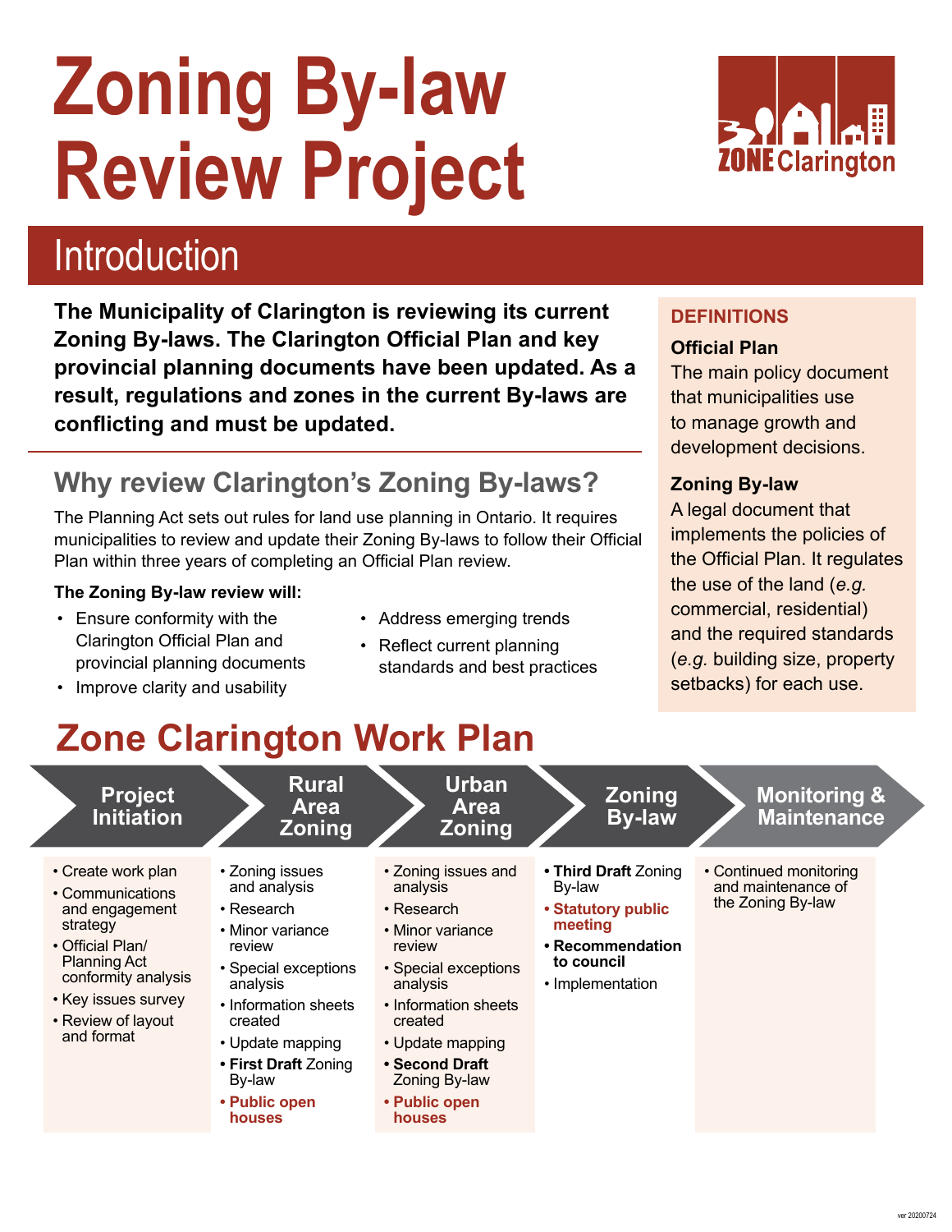# Zoning By-law Review Project

ZONE Clarington

## Introduction

**The Municipality of Clarington is reviewing its current Zoning By-laws. The Clarington Official Plan and key provincial planning documents have been updated. As a result, regulations and zones in the current By-laws are conflicting and must be updated.**

### Why review Clarington's Zoning By-laws?

The Planning Act sets out rules for land use planning in Ontario. It requires municipalities to review and update their Zoning By-laws to follow their Official Plan within three years of completing an Official Plan review.

**The Zoning By-law review will:**

- Ensure conformity with the Clarington Official Plan and provincial planning documents
- Improve clarity and usability
- Address emerging trends
- Reflect current planning standards and best practices

**DEFINITIONS**

**Official Plan**
The main policy document that municipalities use to manage growth and development decisions.

**Zoning By-law**
A legal document that implements the policies of the Official Plan. It regulates the use of the land (*e.g.* commercial, residential) and the required standards (*e.g.* building size, property setbacks) for each use.

## Zone Clarington Work Plan

**Project Initiation**
- Create work plan
- Communications and engagement strategy
- Official Plan/ Planning Act conformity analysis
- Key issues survey
- Review of layout and format

**Rural Area Zoning**
- Zoning issues and analysis
- Research
- Minor variance review
- Special exceptions analysis
- Information sheets created
- Update mapping
- **First Draft** Zoning By-law
- **Public open houses**

**Urban Area Zoning**
- Zoning issues and analysis
- Research
- Minor variance review
- Special exceptions analysis
- Information sheets created
- Update mapping
- **Second Draft** Zoning By-law
- **Public open houses**

**Zoning By-law**
- **Third Draft** Zoning By-law
- **Statutory public meeting**
- **Recommendation to council**
- Implementation

**Monitoring & Maintenance**
- Continued monitoring and maintenance of the Zoning By-law

ver 20200724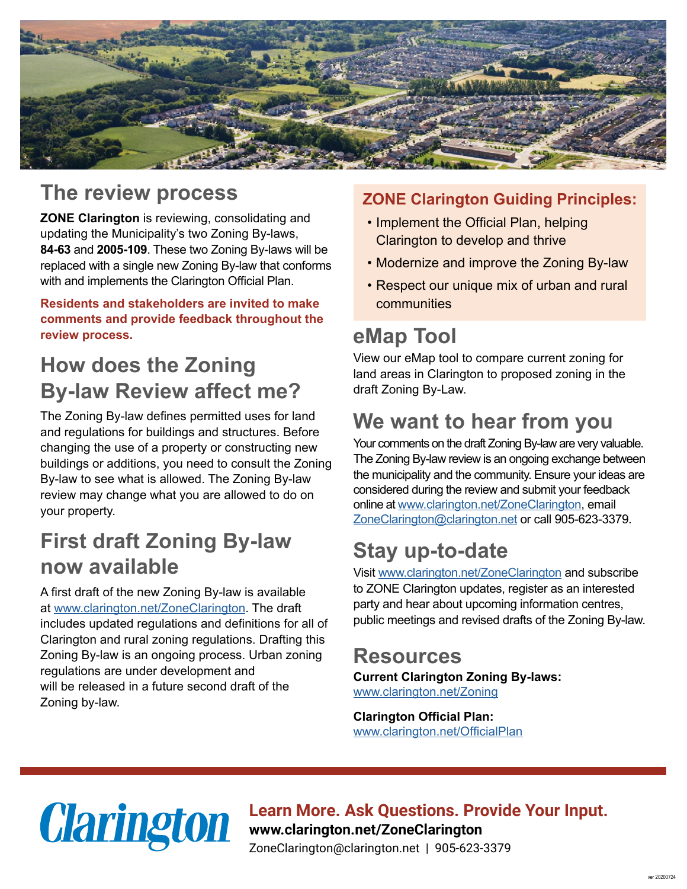## The review process

**ZONE Clarington** is reviewing, consolidating and updating the Municipality's two Zoning By-laws, **84-63** and **2005-109**. These two Zoning By-laws will be replaced with a single new Zoning By-law that conforms with and implements the Clarington Official Plan.

**Residents and stakeholders are invited to make comments and provide feedback throughout the review process.**

## How does the Zoning By-law Review affect me?

The Zoning By-law defines permitted uses for land and regulations for buildings and structures. Before changing the use of a property or constructing new buildings or additions, you need to consult the Zoning By-law to see what is allowed. The Zoning By-law review may change what you are allowed to do on your property.

## First draft Zoning By-law now available

A first draft of the new Zoning By-law is available at www.clarington.net/ZoneClarington. The draft includes updated regulations and definitions for all of Clarington and rural zoning regulations. Drafting this Zoning By-law is an ongoing process. Urban zoning regulations are under development and will be released in a future second draft of the Zoning by-law.

### ZONE Clarington Guiding Principles:

- Implement the Official Plan, helping Clarington to develop and thrive
- Modernize and improve the Zoning By-law
- Respect our unique mix of urban and rural communities

## eMap Tool

View our eMap tool to compare current zoning for land areas in Clarington to proposed zoning in the draft Zoning By-Law.

## We want to hear from you

Your comments on the draft Zoning By-law are very valuable. The Zoning By-law review is an ongoing exchange between the municipality and the community. Ensure your ideas are considered during the review and submit your feedback online at www.clarington.net/ZoneClarington, email ZoneClarington@clarington.net or call 905-623-3379.

## Stay up-to-date

Visit www.clarington.net/ZoneClarington and subscribe to ZONE Clarington updates, register as an interested party and hear about upcoming information centres, public meetings and revised drafts of the Zoning By-law.

## Resources

**Current Clarington Zoning By-laws:**
www.clarington.net/Zoning

**Clarington Official Plan:**
www.clarington.net/OfficialPlan

Clarington

**Learn More. Ask Questions. Provide Your Input.**
**www.clarington.net/ZoneClarington**
ZoneClarington@clarington.net | 905-623-3379

ver 20200724